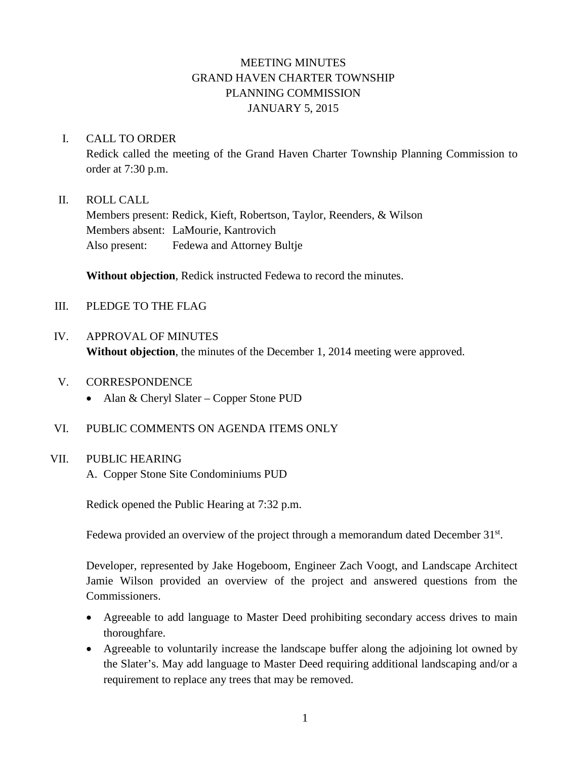# MEETING MINUTES
# GRAND HAVEN CHARTER TOWNSHIP
# PLANNING COMMISSION
# JANUARY 5, 2015

## I. CALL TO ORDER

Redick called the meeting of the Grand Haven Charter Township Planning Commission to order at 7:30 p.m.

## II. ROLL CALL

Members present: Redick, Kieft, Robertson, Taylor, Reenders, & Wilson
Members absent: LaMourie, Kantrovich
Also present: Fedewa and Attorney Bultje

**Without objection**, Redick instructed Fedewa to record the minutes.

## III. PLEDGE TO THE FLAG

## IV. APPROVAL OF MINUTES

**Without objection**, the minutes of the December 1, 2014 meeting were approved.

## V. CORRESPONDENCE

- Alan & Cheryl Slater – Copper Stone PUD

## VI. PUBLIC COMMENTS ON AGENDA ITEMS ONLY

## VII. PUBLIC HEARING

A. Copper Stone Site Condominiums PUD

Redick opened the Public Hearing at 7:32 p.m.

Fedewa provided an overview of the project through a memorandum dated December 31st.

Developer, represented by Jake Hogeboom, Engineer Zach Voogt, and Landscape Architect Jamie Wilson provided an overview of the project and answered questions from the Commissioners.

- Agreeable to add language to Master Deed prohibiting secondary access drives to main thoroughfare.
- Agreeable to voluntarily increase the landscape buffer along the adjoining lot owned by the Slater's. May add language to Master Deed requiring additional landscaping and/or a requirement to replace any trees that may be removed.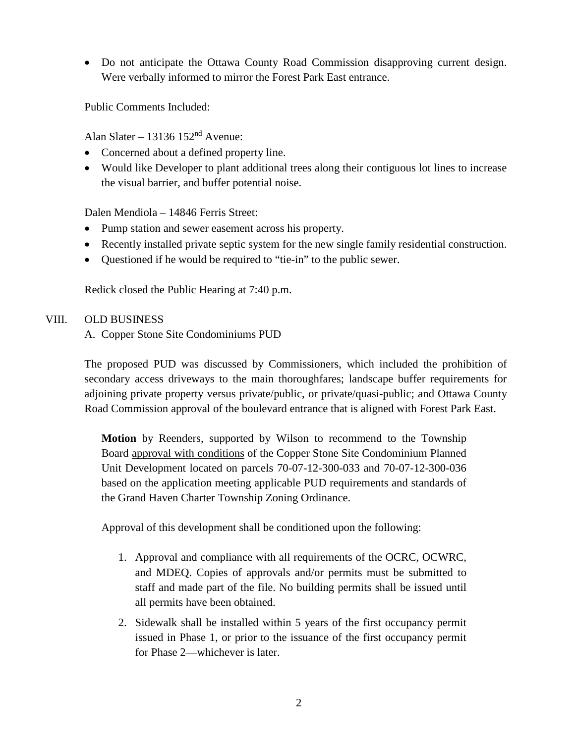- Do not anticipate the Ottawa County Road Commission disapproving current design. Were verbally informed to mirror the Forest Park East entrance.

Public Comments Included:

Alan Slater – 13136 152nd Avenue:

- Concerned about a defined property line.
- Would like Developer to plant additional trees along their contiguous lot lines to increase the visual barrier, and buffer potential noise.

Dalen Mendiola – 14846 Ferris Street:

- Pump station and sewer easement across his property.
- Recently installed private septic system for the new single family residential construction.
- Questioned if he would be required to "tie-in" to the public sewer.

Redick closed the Public Hearing at 7:40 p.m.

## VIII. OLD BUSINESS

### A. Copper Stone Site Condominiums PUD

The proposed PUD was discussed by Commissioners, which included the prohibition of secondary access driveways to the main thoroughfares; landscape buffer requirements for adjoining private property versus private/public, or private/quasi-public; and Ottawa County Road Commission approval of the boulevard entrance that is aligned with Forest Park East.

> **Motion** by Reenders, supported by Wilson to recommend to the Township Board approval with conditions of the Copper Stone Site Condominium Planned Unit Development located on parcels 70-07-12-300-033 and 70-07-12-300-036 based on the application meeting applicable PUD requirements and standards of the Grand Haven Charter Township Zoning Ordinance.
>
> Approval of this development shall be conditioned upon the following:
>
> 1. Approval and compliance with all requirements of the OCRC, OCWRC, and MDEQ. Copies of approvals and/or permits must be submitted to staff and made part of the file. No building permits shall be issued until all permits have been obtained.
> 2. Sidewalk shall be installed within 5 years of the first occupancy permit issued in Phase 1, or prior to the issuance of the first occupancy permit for Phase 2—whichever is later.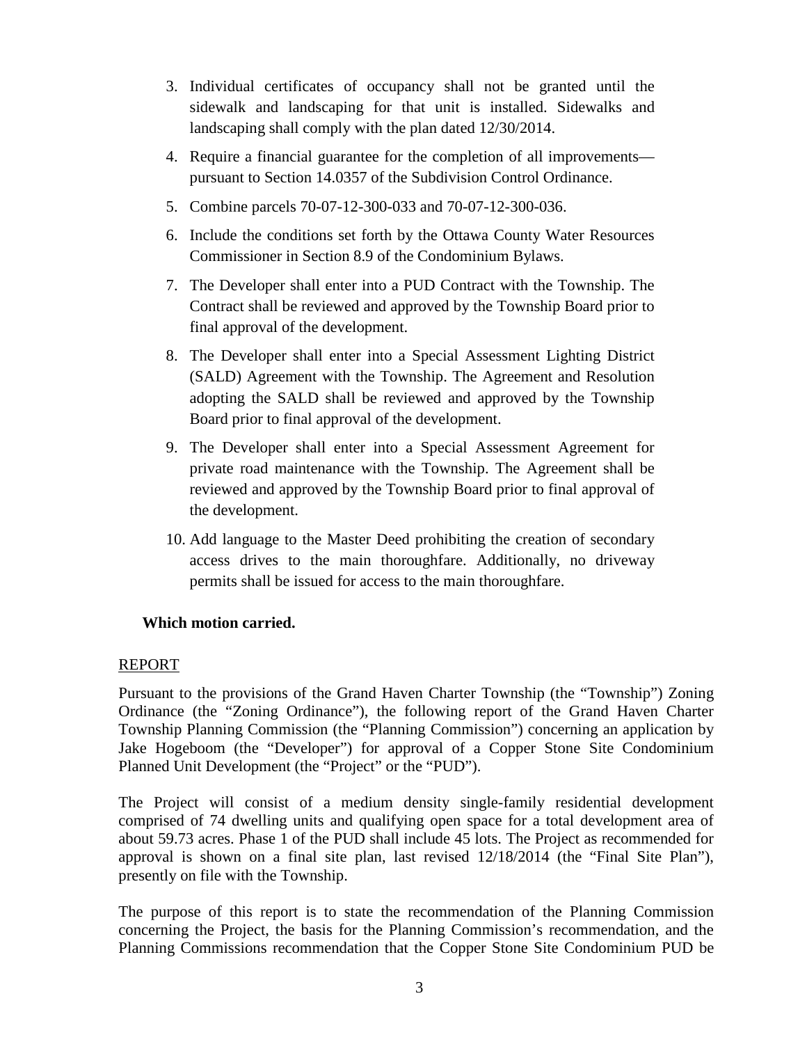3. Individual certificates of occupancy shall not be granted until the sidewalk and landscaping for that unit is installed. Sidewalks and landscaping shall comply with the plan dated 12/30/2014.

4. Require a financial guarantee for the completion of all improvements—pursuant to Section 14.0357 of the Subdivision Control Ordinance.

5. Combine parcels 70-07-12-300-033 and 70-07-12-300-036.

6. Include the conditions set forth by the Ottawa County Water Resources Commissioner in Section 8.9 of the Condominium Bylaws.

7. The Developer shall enter into a PUD Contract with the Township. The Contract shall be reviewed and approved by the Township Board prior to final approval of the development.

8. The Developer shall enter into a Special Assessment Lighting District (SALD) Agreement with the Township. The Agreement and Resolution adopting the SALD shall be reviewed and approved by the Township Board prior to final approval of the development.

9. The Developer shall enter into a Special Assessment Agreement for private road maintenance with the Township. The Agreement shall be reviewed and approved by the Township Board prior to final approval of the development.

10. Add language to the Master Deed prohibiting the creation of secondary access drives to the main thoroughfare. Additionally, no driveway permits shall be issued for access to the main thoroughfare.

**Which motion carried.**

REPORT

Pursuant to the provisions of the Grand Haven Charter Township (the "Township") Zoning Ordinance (the "Zoning Ordinance"), the following report of the Grand Haven Charter Township Planning Commission (the "Planning Commission") concerning an application by Jake Hogeboom (the "Developer") for approval of a Copper Stone Site Condominium Planned Unit Development (the "Project" or the "PUD").

The Project will consist of a medium density single-family residential development comprised of 74 dwelling units and qualifying open space for a total development area of about 59.73 acres. Phase 1 of the PUD shall include 45 lots. The Project as recommended for approval is shown on a final site plan, last revised 12/18/2014 (the "Final Site Plan"), presently on file with the Township.

The purpose of this report is to state the recommendation of the Planning Commission concerning the Project, the basis for the Planning Commission's recommendation, and the Planning Commissions recommendation that the Copper Stone Site Condominium PUD be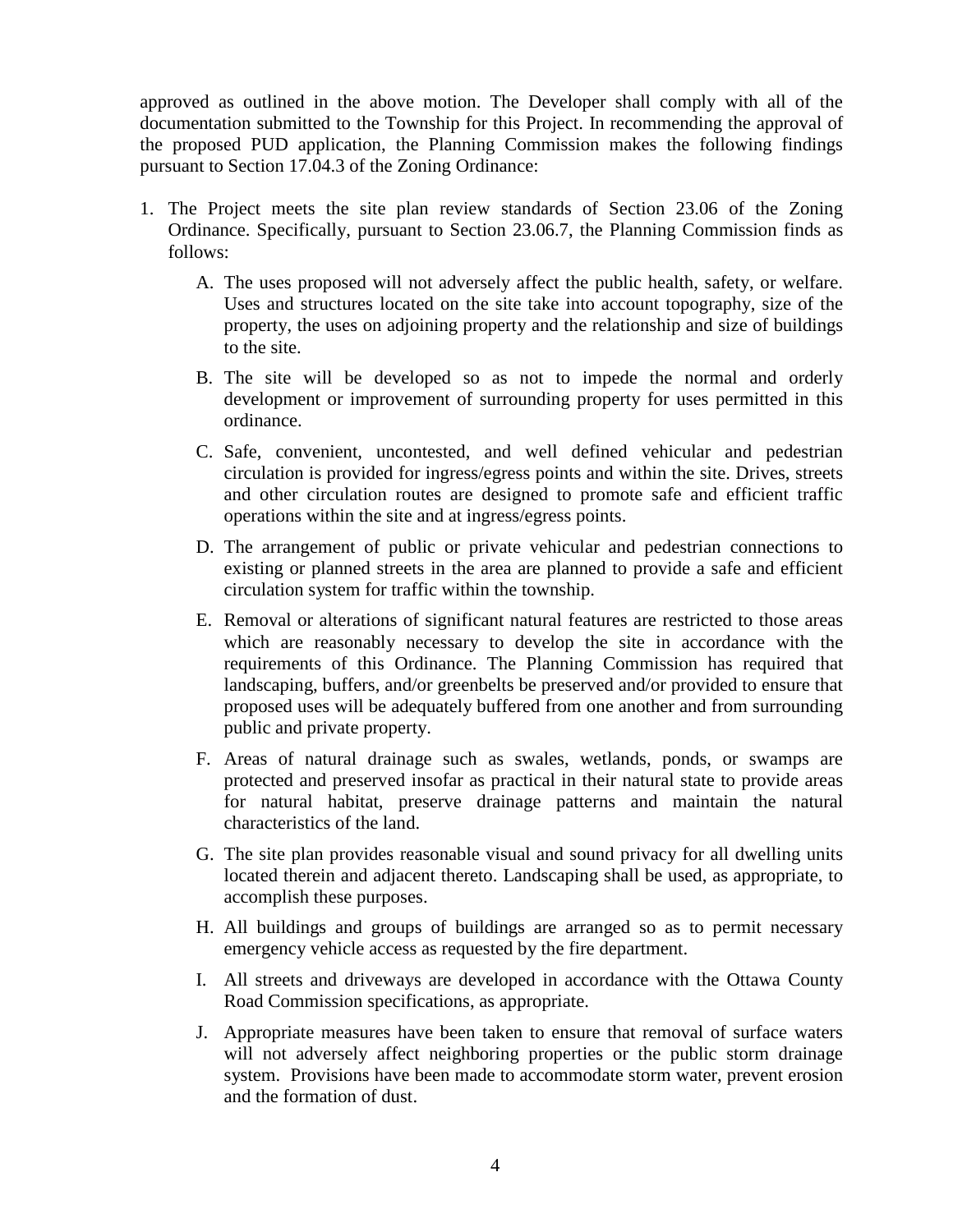approved as outlined in the above motion. The Developer shall comply with all of the documentation submitted to the Township for this Project. In recommending the approval of the proposed PUD application, the Planning Commission makes the following findings pursuant to Section 17.04.3 of the Zoning Ordinance:

1. The Project meets the site plan review standards of Section 23.06 of the Zoning Ordinance. Specifically, pursuant to Section 23.06.7, the Planning Commission finds as follows:

   A. The uses proposed will not adversely affect the public health, safety, or welfare. Uses and structures located on the site take into account topography, size of the property, the uses on adjoining property and the relationship and size of buildings to the site.

   B. The site will be developed so as not to impede the normal and orderly development or improvement of surrounding property for uses permitted in this ordinance.

   C. Safe, convenient, uncontested, and well defined vehicular and pedestrian circulation is provided for ingress/egress points and within the site. Drives, streets and other circulation routes are designed to promote safe and efficient traffic operations within the site and at ingress/egress points.

   D. The arrangement of public or private vehicular and pedestrian connections to existing or planned streets in the area are planned to provide a safe and efficient circulation system for traffic within the township.

   E. Removal or alterations of significant natural features are restricted to those areas which are reasonably necessary to develop the site in accordance with the requirements of this Ordinance. The Planning Commission has required that landscaping, buffers, and/or greenbelts be preserved and/or provided to ensure that proposed uses will be adequately buffered from one another and from surrounding public and private property.

   F. Areas of natural drainage such as swales, wetlands, ponds, or swamps are protected and preserved insofar as practical in their natural state to provide areas for natural habitat, preserve drainage patterns and maintain the natural characteristics of the land.

   G. The site plan provides reasonable visual and sound privacy for all dwelling units located therein and adjacent thereto. Landscaping shall be used, as appropriate, to accomplish these purposes.

   H. All buildings and groups of buildings are arranged so as to permit necessary emergency vehicle access as requested by the fire department.

   I. All streets and driveways are developed in accordance with the Ottawa County Road Commission specifications, as appropriate.

   J. Appropriate measures have been taken to ensure that removal of surface waters will not adversely affect neighboring properties or the public storm drainage system. Provisions have been made to accommodate storm water, prevent erosion and the formation of dust.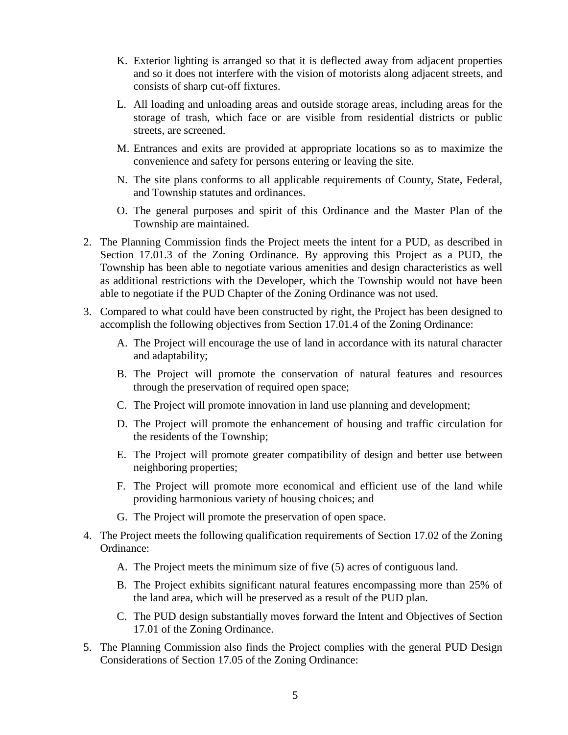K. Exterior lighting is arranged so that it is deflected away from adjacent properties and so it does not interfere with the vision of motorists along adjacent streets, and consists of sharp cut-off fixtures.

L. All loading and unloading areas and outside storage areas, including areas for the storage of trash, which face or are visible from residential districts or public streets, are screened.

M. Entrances and exits are provided at appropriate locations so as to maximize the convenience and safety for persons entering or leaving the site.

N. The site plans conforms to all applicable requirements of County, State, Federal, and Township statutes and ordinances.

O. The general purposes and spirit of this Ordinance and the Master Plan of the Township are maintained.

2. The Planning Commission finds the Project meets the intent for a PUD, as described in Section 17.01.3 of the Zoning Ordinance. By approving this Project as a PUD, the Township has been able to negotiate various amenities and design characteristics as well as additional restrictions with the Developer, which the Township would not have been able to negotiate if the PUD Chapter of the Zoning Ordinance was not used.

3. Compared to what could have been constructed by right, the Project has been designed to accomplish the following objectives from Section 17.01.4 of the Zoning Ordinance:

   A. The Project will encourage the use of land in accordance with its natural character and adaptability;

   B. The Project will promote the conservation of natural features and resources through the preservation of required open space;

   C. The Project will promote innovation in land use planning and development;

   D. The Project will promote the enhancement of housing and traffic circulation for the residents of the Township;

   E. The Project will promote greater compatibility of design and better use between neighboring properties;

   F. The Project will promote more economical and efficient use of the land while providing harmonious variety of housing choices; and

   G. The Project will promote the preservation of open space.

4. The Project meets the following qualification requirements of Section 17.02 of the Zoning Ordinance:

   A. The Project meets the minimum size of five (5) acres of contiguous land.

   B. The Project exhibits significant natural features encompassing more than 25% of the land area, which will be preserved as a result of the PUD plan.

   C. The PUD design substantially moves forward the Intent and Objectives of Section 17.01 of the Zoning Ordinance.

5. The Planning Commission also finds the Project complies with the general PUD Design Considerations of Section 17.05 of the Zoning Ordinance: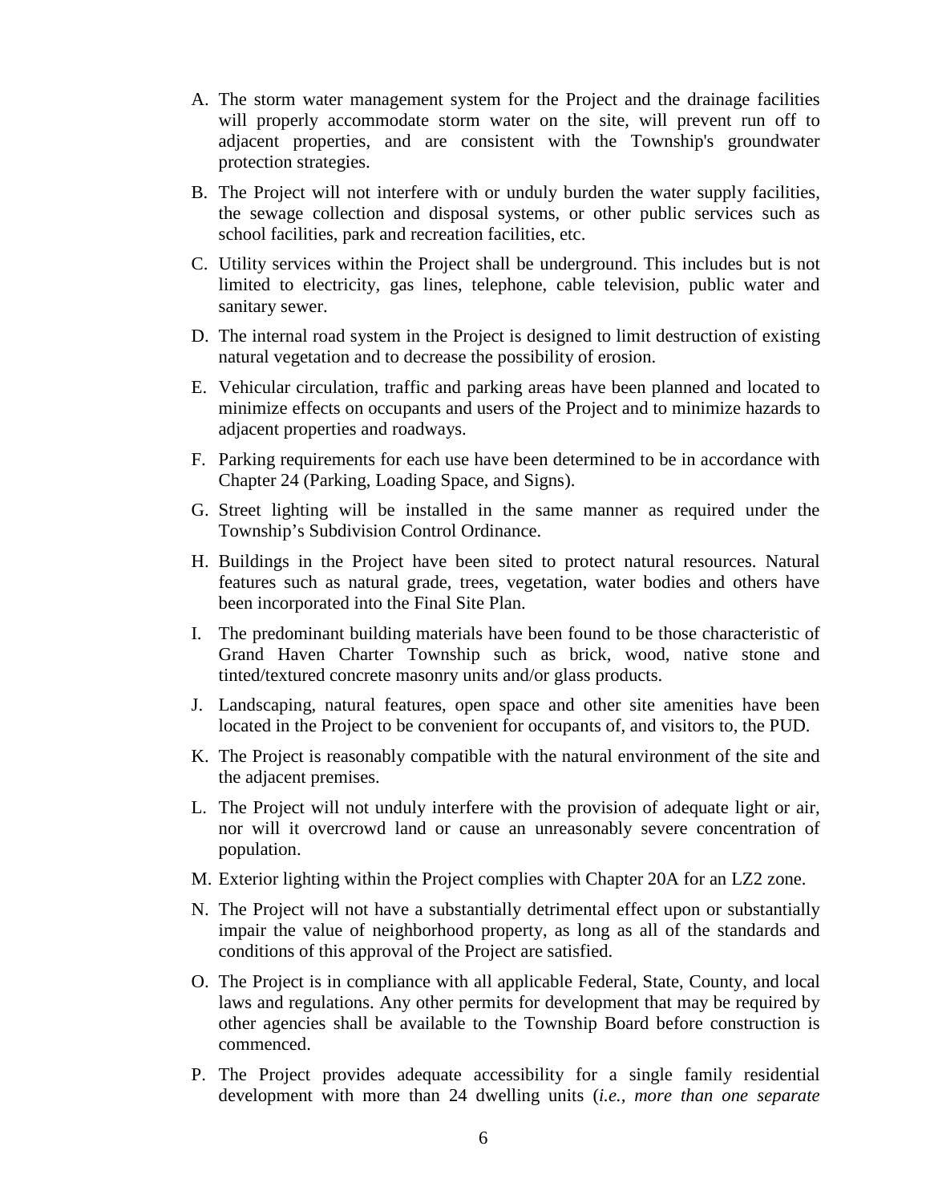A. The storm water management system for the Project and the drainage facilities will properly accommodate storm water on the site, will prevent run off to adjacent properties, and are consistent with the Township's groundwater protection strategies.

B. The Project will not interfere with or unduly burden the water supply facilities, the sewage collection and disposal systems, or other public services such as school facilities, park and recreation facilities, etc.

C. Utility services within the Project shall be underground. This includes but is not limited to electricity, gas lines, telephone, cable television, public water and sanitary sewer.

D. The internal road system in the Project is designed to limit destruction of existing natural vegetation and to decrease the possibility of erosion.

E. Vehicular circulation, traffic and parking areas have been planned and located to minimize effects on occupants and users of the Project and to minimize hazards to adjacent properties and roadways.

F. Parking requirements for each use have been determined to be in accordance with Chapter 24 (Parking, Loading Space, and Signs).

G. Street lighting will be installed in the same manner as required under the Township's Subdivision Control Ordinance.

H. Buildings in the Project have been sited to protect natural resources. Natural features such as natural grade, trees, vegetation, water bodies and others have been incorporated into the Final Site Plan.

I. The predominant building materials have been found to be those characteristic of Grand Haven Charter Township such as brick, wood, native stone and tinted/textured concrete masonry units and/or glass products.

J. Landscaping, natural features, open space and other site amenities have been located in the Project to be convenient for occupants of, and visitors to, the PUD.

K. The Project is reasonably compatible with the natural environment of the site and the adjacent premises.

L. The Project will not unduly interfere with the provision of adequate light or air, nor will it overcrowd land or cause an unreasonably severe concentration of population.

M. Exterior lighting within the Project complies with Chapter 20A for an LZ2 zone.

N. The Project will not have a substantially detrimental effect upon or substantially impair the value of neighborhood property, as long as all of the standards and conditions of this approval of the Project are satisfied.

O. The Project is in compliance with all applicable Federal, State, County, and local laws and regulations. Any other permits for development that may be required by other agencies shall be available to the Township Board before construction is commenced.

P. The Project provides adequate accessibility for a single family residential development with more than 24 dwelling units (*i.e., more than one separate*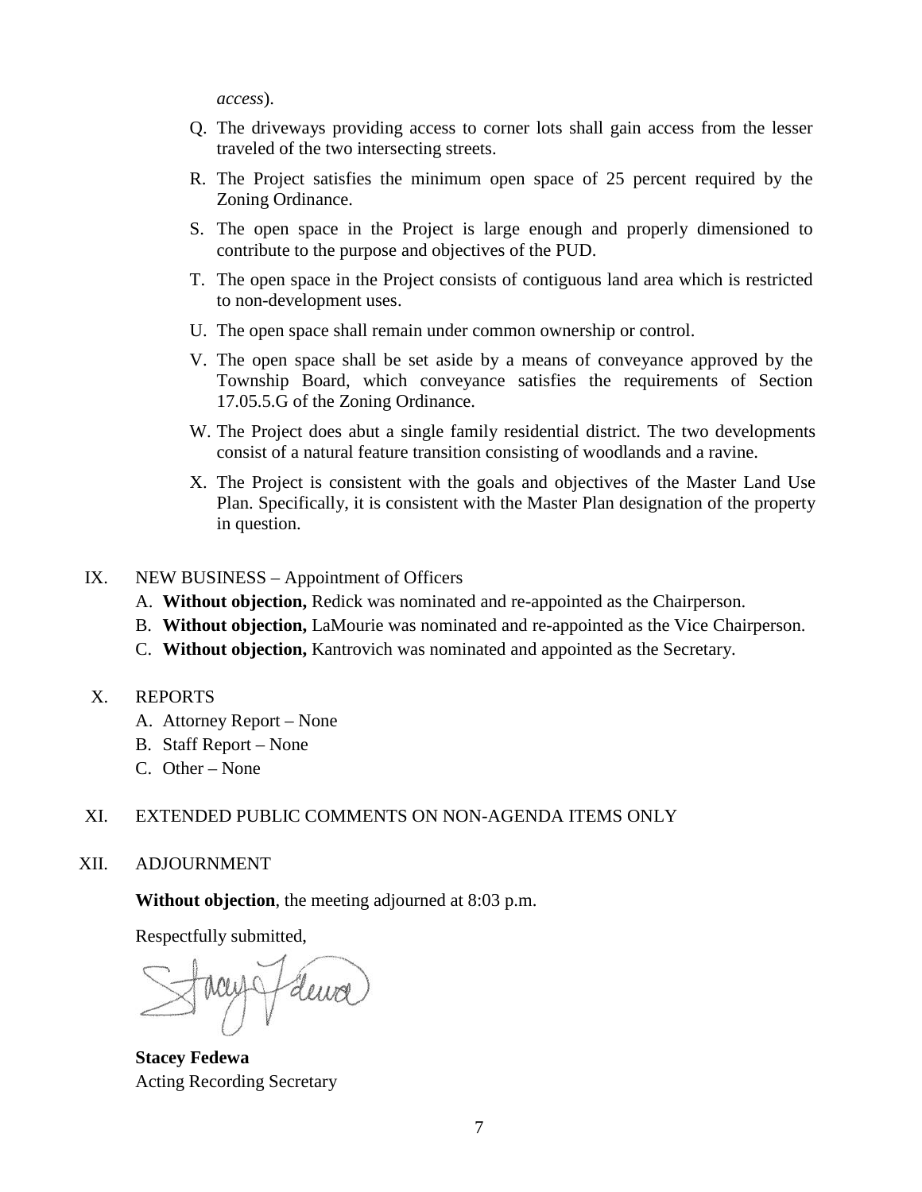*access*).

Q. The driveways providing access to corner lots shall gain access from the lesser traveled of the two intersecting streets.

R. The Project satisfies the minimum open space of 25 percent required by the Zoning Ordinance.

S. The open space in the Project is large enough and properly dimensioned to contribute to the purpose and objectives of the PUD.

T. The open space in the Project consists of contiguous land area which is restricted to non-development uses.

U. The open space shall remain under common ownership or control.

V. The open space shall be set aside by a means of conveyance approved by the Township Board, which conveyance satisfies the requirements of Section 17.05.5.G of the Zoning Ordinance.

W. The Project does abut a single family residential district. The two developments consist of a natural feature transition consisting of woodlands and a ravine.

X. The Project is consistent with the goals and objectives of the Master Land Use Plan. Specifically, it is consistent with the Master Plan designation of the property in question.

IX. NEW BUSINESS – Appointment of Officers

A. **Without objection,** Redick was nominated and re-appointed as the Chairperson.

B. **Without objection,** LaMourie was nominated and re-appointed as the Vice Chairperson.

C. **Without objection,** Kantrovich was nominated and appointed as the Secretary.

X. REPORTS

A. Attorney Report – None

B. Staff Report – None

C. Other – None

XI. EXTENDED PUBLIC COMMENTS ON NON-AGENDA ITEMS ONLY

XII. ADJOURNMENT

**Without objection**, the meeting adjourned at 8:03 p.m.

Respectfully submitted,

**Stacey Fedewa**
Acting Recording Secretary